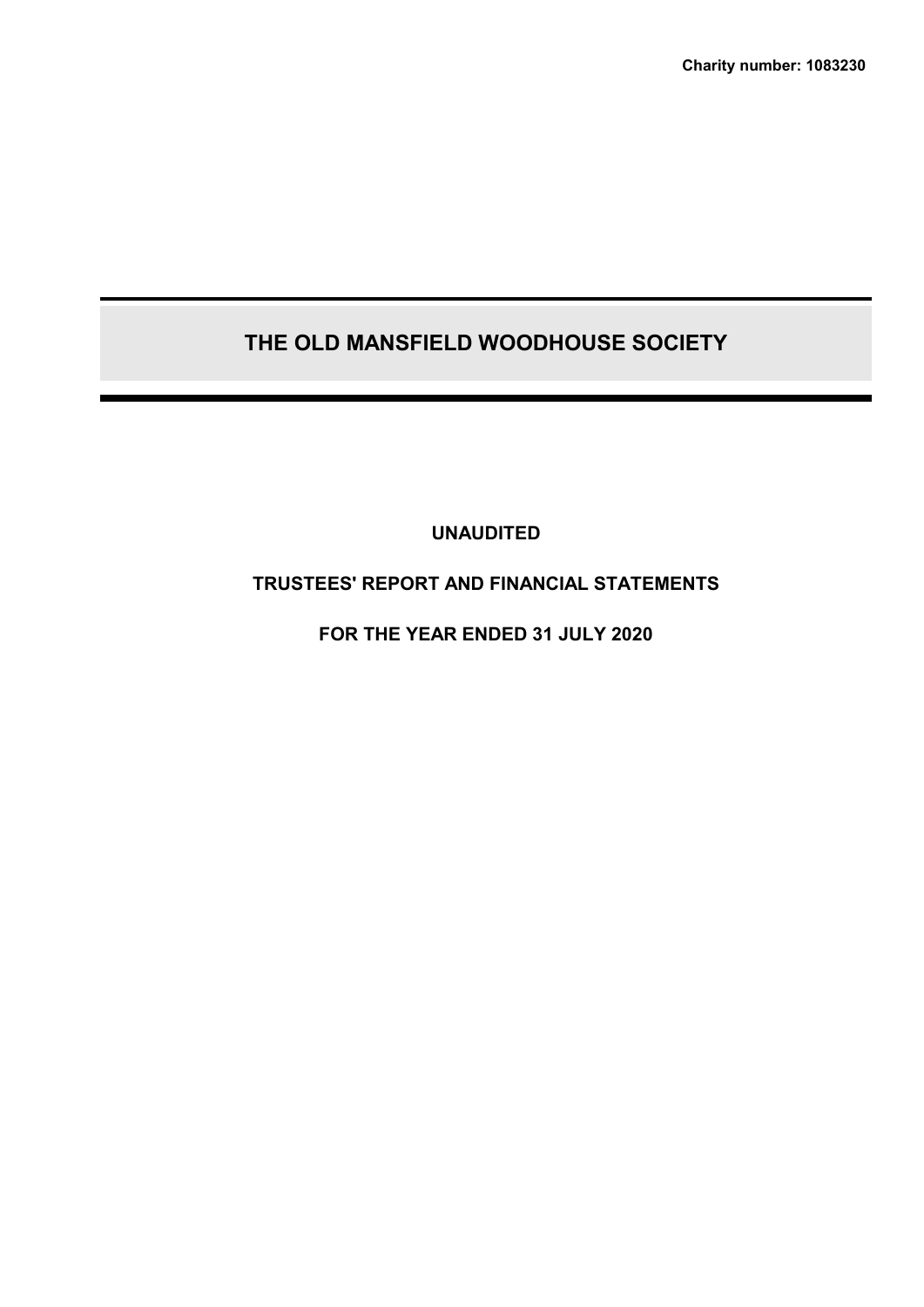**Charity number: 1083230**

# THE OLD MANSFIELD WOODHOUSE SOCIETY

**UNAUDITED**

**TRUSTEES' REPORT AND FINANCIAL STATEMENTS**

**FOR THE YEAR ENDED 31 JULY 2020**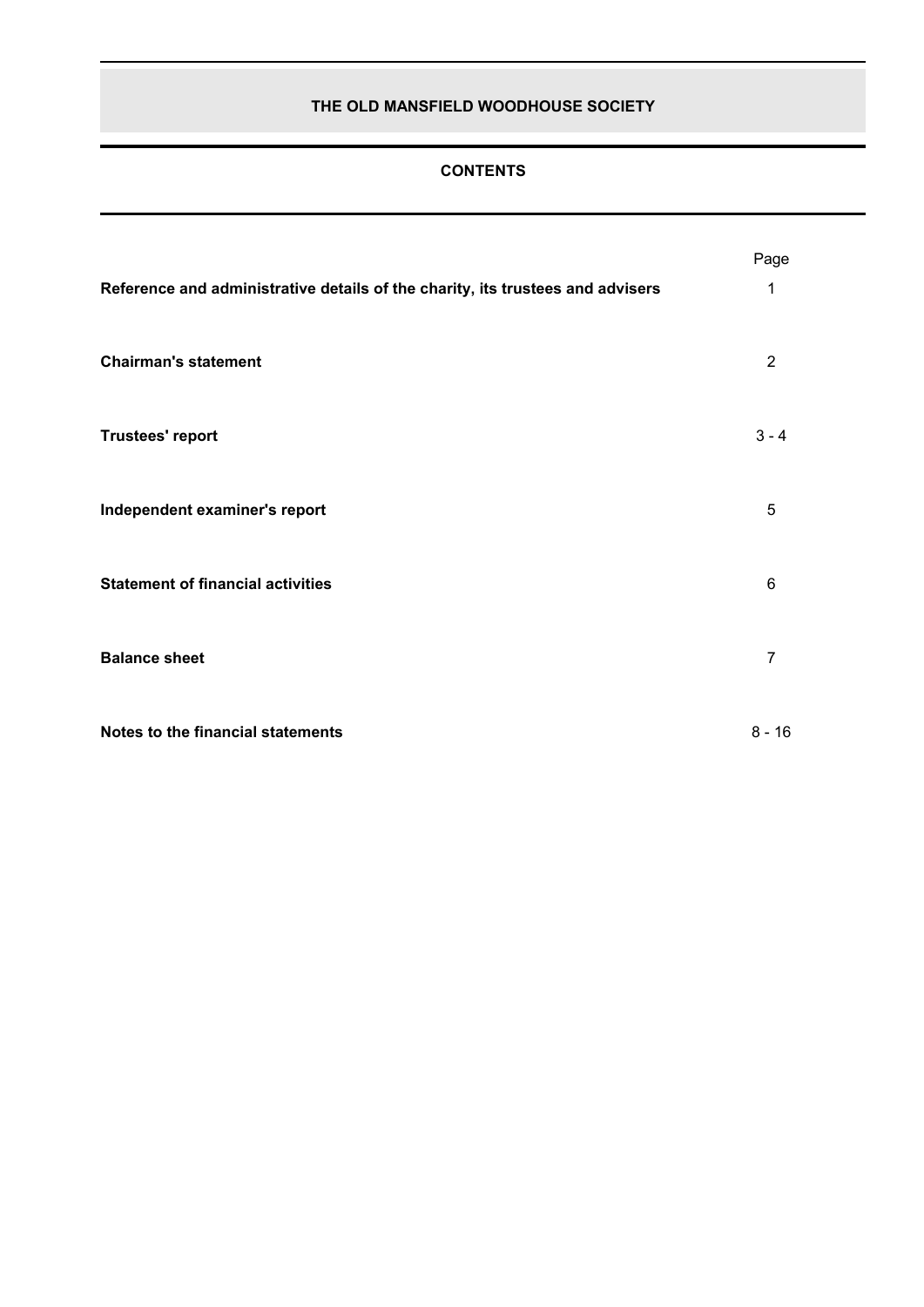# THE OLD MANSFIELD WOODHOUSE SOCIETY

## CONTENTS

| | Page |
|---|---|
| **Reference and administrative details of the charity, its trustees and advisers** | 1 |
| **Chairman's statement** | 2 |
| **Trustees' report** | 3 - 4 |
| **Independent examiner's report** | 5 |
| **Statement of financial activities** | 6 |
| **Balance sheet** | 7 |
| **Notes to the financial statements** | 8 - 16 |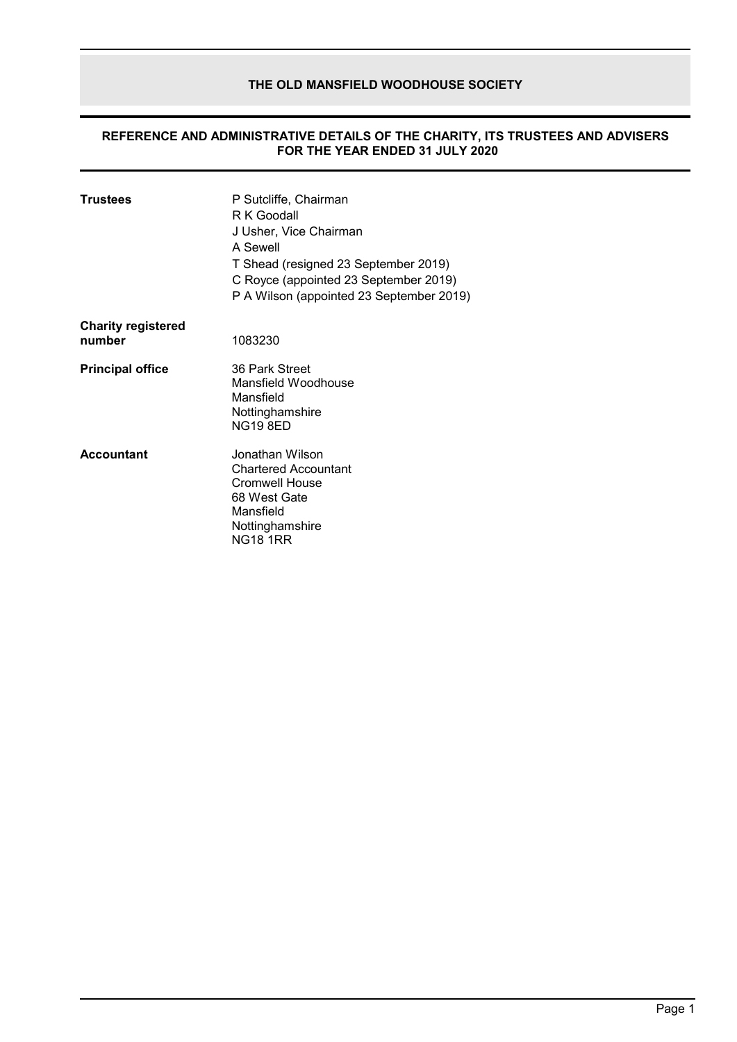# THE OLD MANSFIELD WOODHOUSE SOCIETY

## REFERENCE AND ADMINISTRATIVE DETAILS OF THE CHARITY, ITS TRUSTEES AND ADVISERS FOR THE YEAR ENDED 31 JULY 2020

**Trustees**

P Sutcliffe, Chairman
R K Goodall
J Usher, Vice Chairman
A Sewell
T Shead (resigned 23 September 2019)
C Royce (appointed 23 September 2019)
P A Wilson (appointed 23 September 2019)

**Charity registered number**

1083230

**Principal office**

36 Park Street
Mansfield Woodhouse
Mansfield
Nottinghamshire
NG19 8ED

**Accountant**

Jonathan Wilson
Chartered Accountant
Cromwell House
68 West Gate
Mansfield
Nottinghamshire
NG18 1RR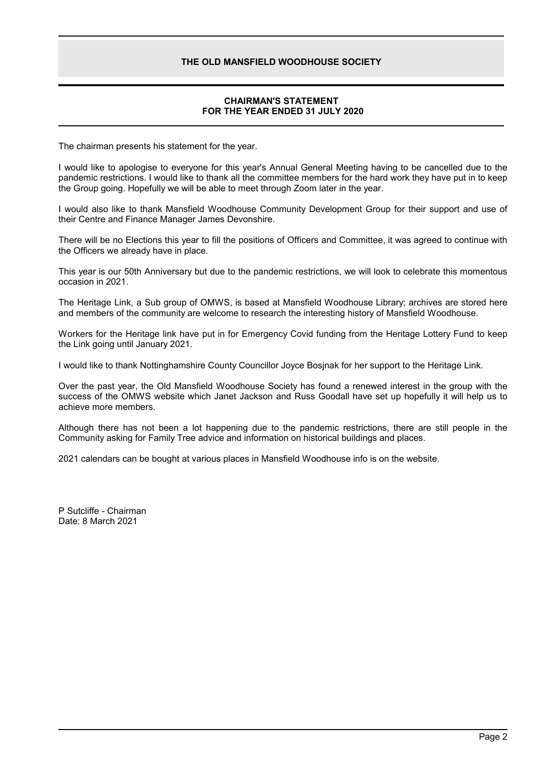# THE OLD MANSFIELD WOODHOUSE SOCIETY

## CHAIRMAN'S STATEMENT
## FOR THE YEAR ENDED 31 JULY 2020

The chairman presents his statement for the year.

I would like to apologise to everyone for this year's Annual General Meeting having to be cancelled due to the pandemic restrictions. I would like to thank all the committee members for the hard work they have put in to keep the Group going. Hopefully we will be able to meet through Zoom later in the year.

I would also like to thank Mansfield Woodhouse Community Development Group for their support and use of their Centre and Finance Manager James Devonshire.

There will be no Elections this year to fill the positions of Officers and Committee, it was agreed to continue with the Officers we already have in place.

This year is our 50th Anniversary but due to the pandemic restrictions, we will look to celebrate this momentous occasion in 2021.

The Heritage Link, a Sub group of OMWS, is based at Mansfield Woodhouse Library; archives are stored here and members of the community are welcome to research the interesting history of Mansfield Woodhouse.

Workers for the Heritage link have put in for Emergency Covid funding from the Heritage Lottery Fund to keep the Link going until January 2021.

I would like to thank Nottinghamshire County Councillor Joyce Bosjnak for her support to the Heritage Link.

Over the past year, the Old Mansfield Woodhouse Society has found a renewed interest in the group with the success of the OMWS website which Janet Jackson and Russ Goodall have set up hopefully it will help us to achieve more members.

Although there has not been a lot happening due to the pandemic restrictions, there are still people in the Community asking for Family Tree advice and information on historical buildings and places.

2021 calendars can be bought at various places in Mansfield Woodhouse info is on the website.

P Sutcliffe - Chairman
Date: 8 March 2021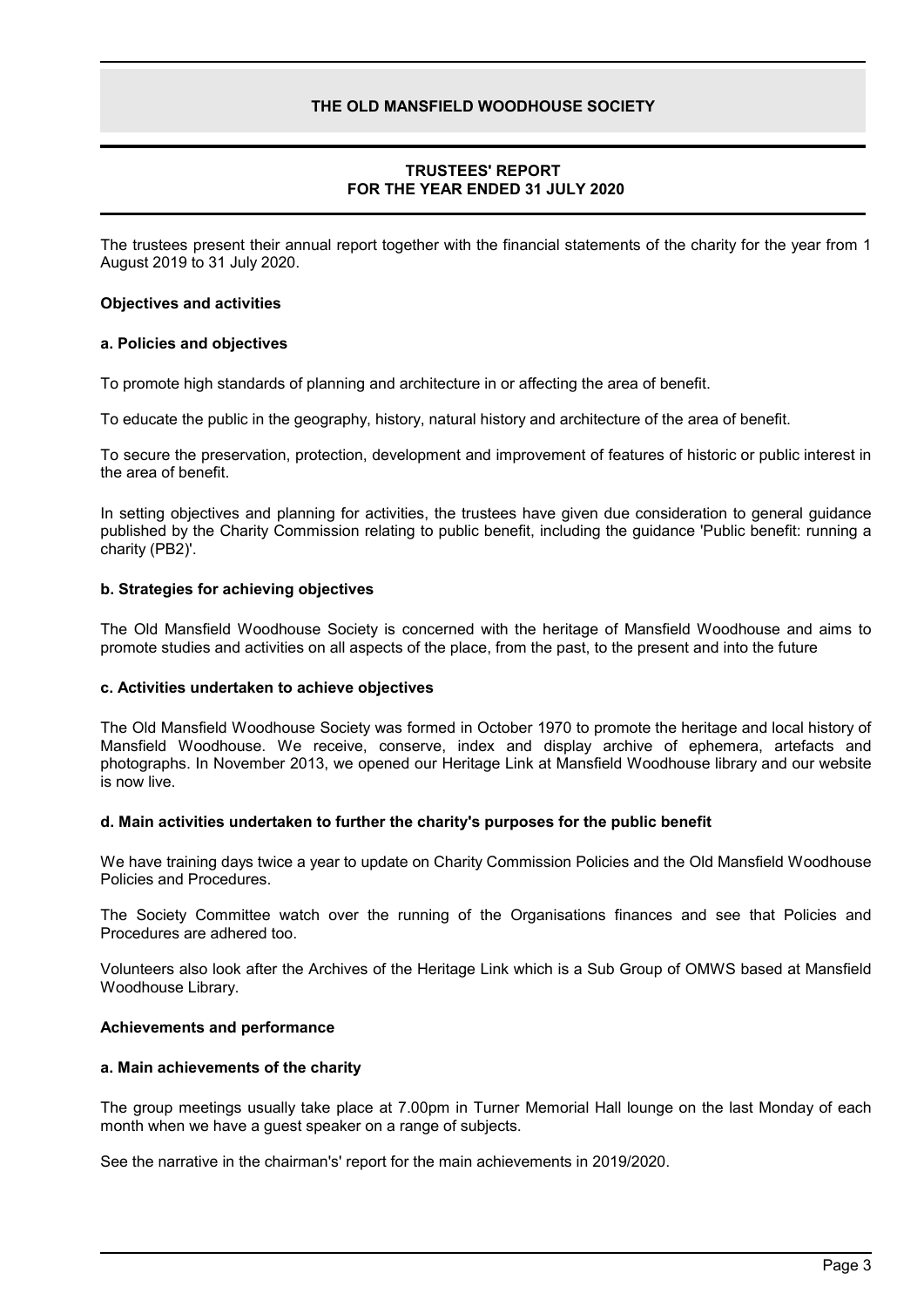# THE OLD MANSFIELD WOODHOUSE SOCIETY

## TRUSTEES' REPORT
## FOR THE YEAR ENDED 31 JULY 2020

The trustees present their annual report together with the financial statements of the charity for the year from 1 August 2019 to 31 July 2020.

### Objectives and activities

#### a. Policies and objectives

To promote high standards of planning and architecture in or affecting the area of benefit.

To educate the public in the geography, history, natural history and architecture of the area of benefit.

To secure the preservation, protection, development and improvement of features of historic or public interest in the area of benefit.

In setting objectives and planning for activities, the trustees have given due consideration to general guidance published by the Charity Commission relating to public benefit, including the guidance 'Public benefit: running a charity (PB2)'.

#### b. Strategies for achieving objectives

The Old Mansfield Woodhouse Society is concerned with the heritage of Mansfield Woodhouse and aims to promote studies and activities on all aspects of the place, from the past, to the present and into the future

#### c. Activities undertaken to achieve objectives

The Old Mansfield Woodhouse Society was formed in October 1970 to promote the heritage and local history of Mansfield Woodhouse. We receive, conserve, index and display archive of ephemera, artefacts and photographs. In November 2013, we opened our Heritage Link at Mansfield Woodhouse library and our website is now live.

#### d. Main activities undertaken to further the charity's purposes for the public benefit

We have training days twice a year to update on Charity Commission Policies and the Old Mansfield Woodhouse Policies and Procedures.

The Society Committee watch over the running of the Organisations finances and see that Policies and Procedures are adhered too.

Volunteers also look after the Archives of the Heritage Link which is a Sub Group of OMWS based at Mansfield Woodhouse Library.

### Achievements and performance

#### a. Main achievements of the charity

The group meetings usually take place at 7.00pm in Turner Memorial Hall lounge on the last Monday of each month when we have a guest speaker on a range of subjects.

See the narrative in the chairman's' report for the main achievements in 2019/2020.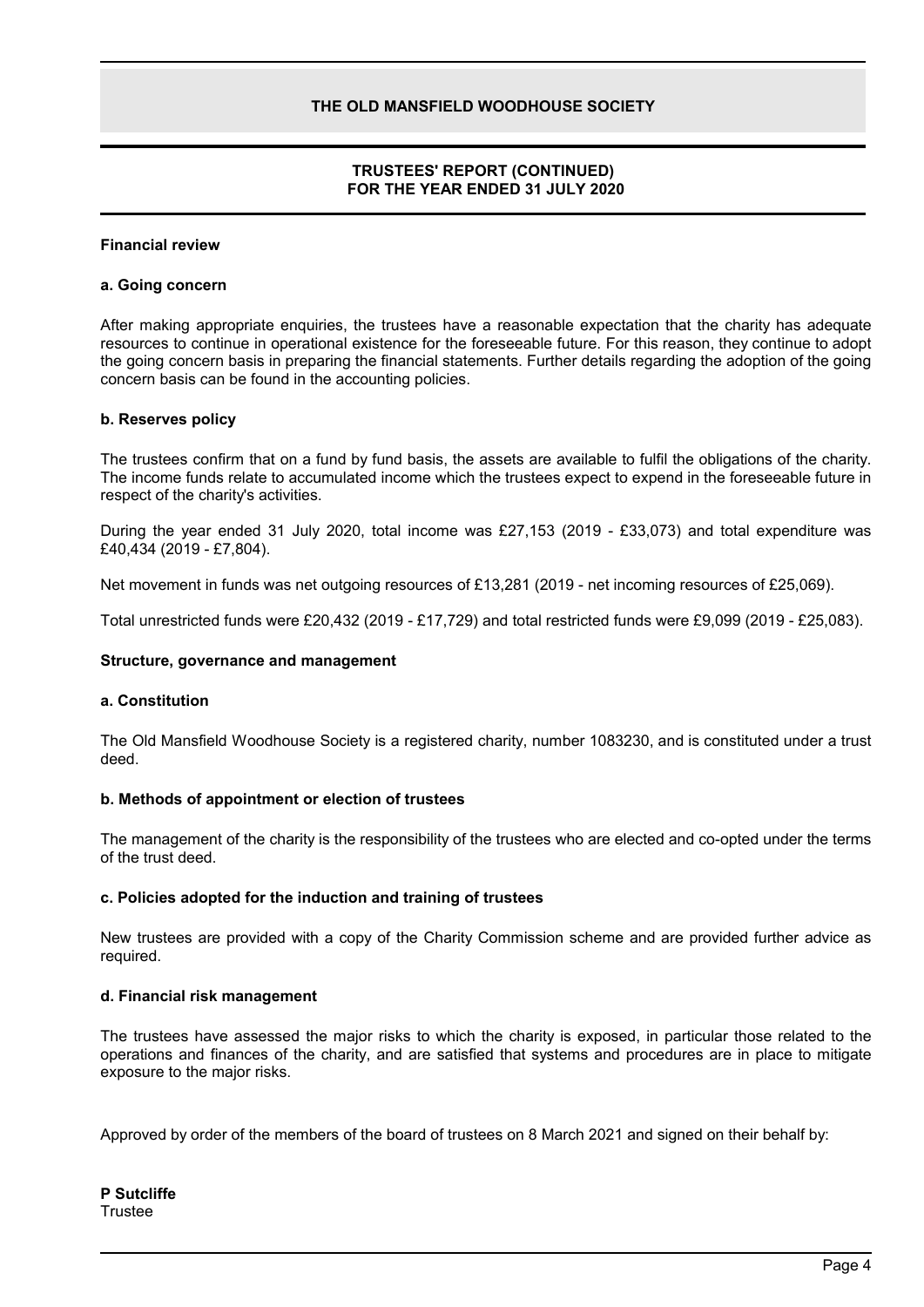# THE OLD MANSFIELD WOODHOUSE SOCIETY

## TRUSTEES' REPORT (CONTINUED) FOR THE YEAR ENDED 31 JULY 2020

### Financial review

#### a. Going concern

After making appropriate enquiries, the trustees have a reasonable expectation that the charity has adequate resources to continue in operational existence for the foreseeable future. For this reason, they continue to adopt the going concern basis in preparing the financial statements. Further details regarding the adoption of the going concern basis can be found in the accounting policies.

#### b. Reserves policy

The trustees confirm that on a fund by fund basis, the assets are available to fulfil the obligations of the charity. The income funds relate to accumulated income which the trustees expect to expend in the foreseeable future in respect of the charity's activities.

During the year ended 31 July 2020, total income was £27,153 (2019 - £33,073) and total expenditure was £40,434 (2019 - £7,804).

Net movement in funds was net outgoing resources of £13,281 (2019 - net incoming resources of £25,069).

Total unrestricted funds were £20,432 (2019 - £17,729) and total restricted funds were £9,099 (2019 - £25,083).

### Structure, governance and management

#### a. Constitution

The Old Mansfield Woodhouse Society is a registered charity, number 1083230, and is constituted under a trust deed.

#### b. Methods of appointment or election of trustees

The management of the charity is the responsibility of the trustees who are elected and co-opted under the terms of the trust deed.

#### c. Policies adopted for the induction and training of trustees

New trustees are provided with a copy of the Charity Commission scheme and are provided further advice as required.

#### d. Financial risk management

The trustees have assessed the major risks to which the charity is exposed, in particular those related to the operations and finances of the charity, and are satisfied that systems and procedures are in place to mitigate exposure to the major risks.

Approved by order of the members of the board of trustees on 8 March 2021 and signed on their behalf by:

**P Sutcliffe**
Trustee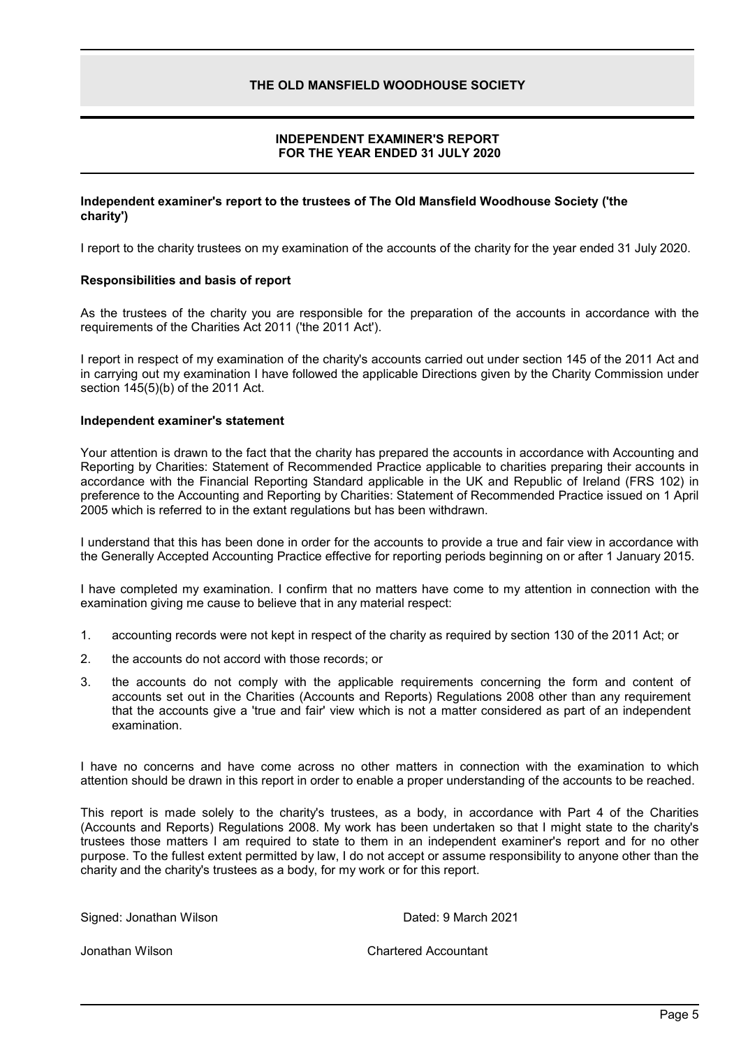# THE OLD MANSFIELD WOODHOUSE SOCIETY

## INDEPENDENT EXAMINER'S REPORT FOR THE YEAR ENDED 31 JULY 2020

**Independent examiner's report to the trustees of The Old Mansfield Woodhouse Society ('the charity')**

I report to the charity trustees on my examination of the accounts of the charity for the year ended 31 July 2020.

**Responsibilities and basis of report**

As the trustees of the charity you are responsible for the preparation of the accounts in accordance with the requirements of the Charities Act 2011 ('the 2011 Act').

I report in respect of my examination of the charity's accounts carried out under section 145 of the 2011 Act and in carrying out my examination I have followed the applicable Directions given by the Charity Commission under section 145(5)(b) of the 2011 Act.

**Independent examiner's statement**

Your attention is drawn to the fact that the charity has prepared the accounts in accordance with Accounting and Reporting by Charities: Statement of Recommended Practice applicable to charities preparing their accounts in accordance with the Financial Reporting Standard applicable in the UK and Republic of Ireland (FRS 102) in preference to the Accounting and Reporting by Charities: Statement of Recommended Practice issued on 1 April 2005 which is referred to in the extant regulations but has been withdrawn.

I understand that this has been done in order for the accounts to provide a true and fair view in accordance with the Generally Accepted Accounting Practice effective for reporting periods beginning on or after 1 January 2015.

I have completed my examination. I confirm that no matters have come to my attention in connection with the examination giving me cause to believe that in any material respect:

1. accounting records were not kept in respect of the charity as required by section 130 of the 2011 Act; or
2. the accounts do not accord with those records; or
3. the accounts do not comply with the applicable requirements concerning the form and content of accounts set out in the Charities (Accounts and Reports) Regulations 2008 other than any requirement that the accounts give a 'true and fair' view which is not a matter considered as part of an independent examination.

I have no concerns and have come across no other matters in connection with the examination to which attention should be drawn in this report in order to enable a proper understanding of the accounts to be reached.

This report is made solely to the charity's trustees, as a body, in accordance with Part 4 of the Charities (Accounts and Reports) Regulations 2008. My work has been undertaken so that I might state to the charity's trustees those matters I am required to state to them in an independent examiner's report and for no other purpose. To the fullest extent permitted by law, I do not accept or assume responsibility to anyone other than the charity and the charity's trustees as a body, for my work or for this report.

Signed: Jonathan Wilson | Dated: 9 March 2021

Jonathan Wilson | Chartered Accountant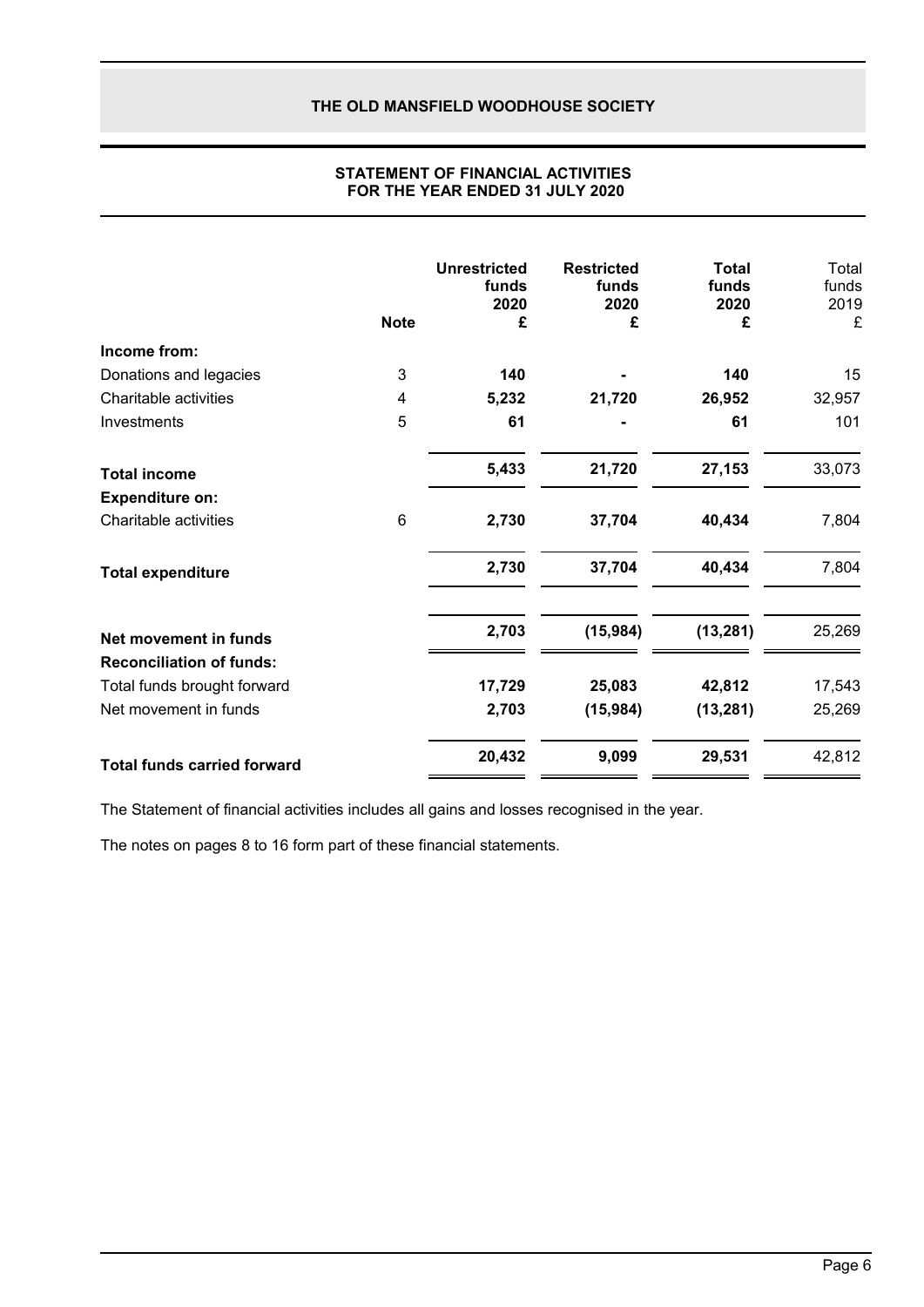## STATEMENT OF FINANCIAL ACTIVITIES
## FOR THE YEAR ENDED 31 JULY 2020

| | Note | Unrestricted funds 2020 £ | Restricted funds 2020 £ | Total funds 2020 £ | Total funds 2019 £ |
|---|---|---|---|---|---|
| **Income from:** | | | | | |
| Donations and legacies | 3 | **140** | **-** | **140** | 15 |
| Charitable activities | 4 | **5,232** | **21,720** | **26,952** | 32,957 |
| Investments | 5 | **61** | **-** | **61** | 101 |
| **Total income** | | **5,433** | **21,720** | **27,153** | 33,073 |
| **Expenditure on:** | | | | | |
| Charitable activities | 6 | **2,730** | **37,704** | **40,434** | 7,804 |
| **Total expenditure** | | **2,730** | **37,704** | **40,434** | 7,804 |
| **Net movement in funds** | | **2,703** | **(15,984)** | **(13,281)** | 25,269 |
| **Reconciliation of funds:** | | | | | |
| Total funds brought forward | | **17,729** | **25,083** | **42,812** | 17,543 |
| Net movement in funds | | **2,703** | **(15,984)** | **(13,281)** | 25,269 |
| **Total funds carried forward** | | **20,432** | **9,099** | **29,531** | 42,812 |

The Statement of financial activities includes all gains and losses recognised in the year.

The notes on pages 8 to 16 form part of these financial statements.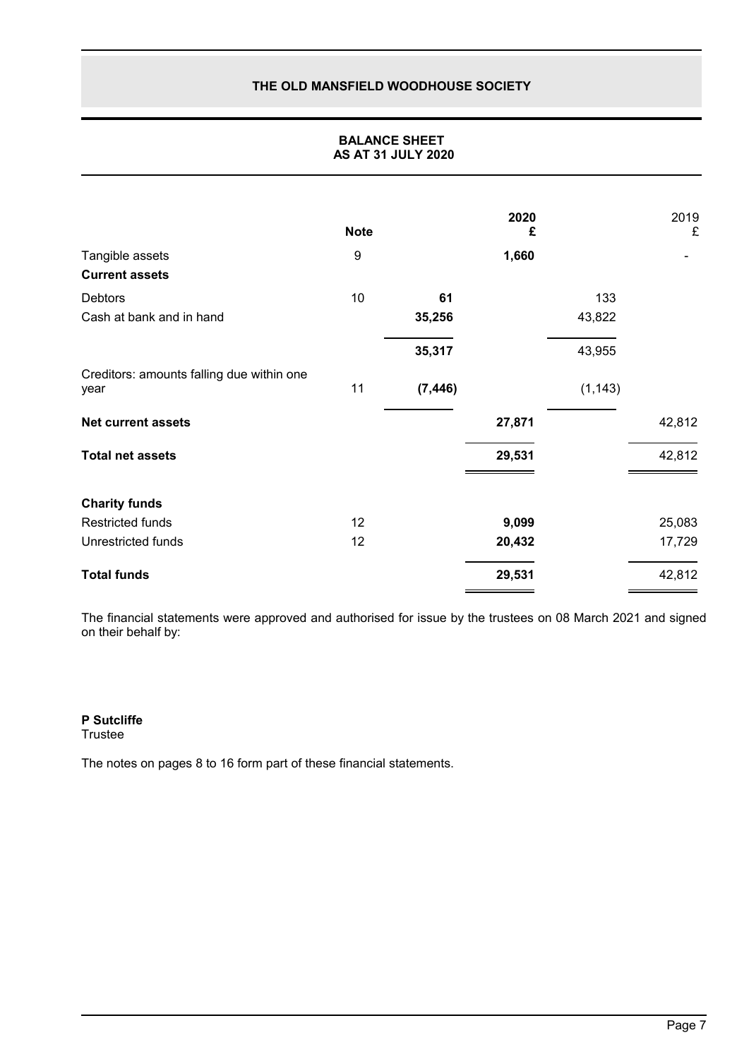# THE OLD MANSFIELD WOODHOUSE SOCIETY

## BALANCE SHEET
## AS AT 31 JULY 2020

| | Note | | 2020 £ | | 2019 £ |
|---|---|---|---|---|---|
| Tangible assets | 9 | | **1,660** | | - |
| **Current assets** | | | | | |
| Debtors | 10 | **61** | | 133 | |
| Cash at bank and in hand | | **35,256** | | 43,822 | |
| | | **35,317** | | 43,955 | |
| Creditors: amounts falling due within one year | 11 | **(7,446)** | | (1,143) | |
| **Net current assets** | | | **27,871** | | 42,812 |
| **Total net assets** | | | **29,531** | | 42,812 |
| **Charity funds** | | | | | |
| Restricted funds | 12 | | **9,099** | | 25,083 |
| Unrestricted funds | 12 | | **20,432** | | 17,729 |
| **Total funds** | | | **29,531** | | 42,812 |

The financial statements were approved and authorised for issue by the trustees on 08 March 2021 and signed on their behalf by:

**P Sutcliffe**
Trustee

The notes on pages 8 to 16 form part of these financial statements.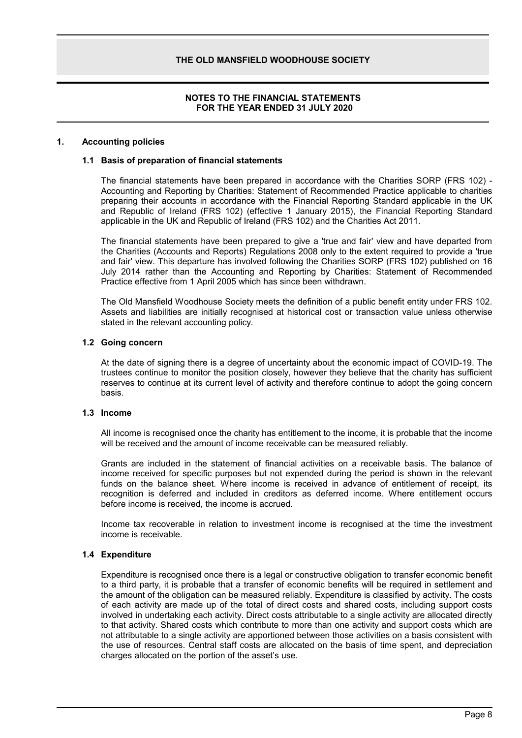# THE OLD MANSFIELD WOODHOUSE SOCIETY

## NOTES TO THE FINANCIAL STATEMENTS FOR THE YEAR ENDED 31 JULY 2020

### 1. Accounting policies

#### 1.1 Basis of preparation of financial statements

The financial statements have been prepared in accordance with the Charities SORP (FRS 102) - Accounting and Reporting by Charities: Statement of Recommended Practice applicable to charities preparing their accounts in accordance with the Financial Reporting Standard applicable in the UK and Republic of Ireland (FRS 102) (effective 1 January 2015), the Financial Reporting Standard applicable in the UK and Republic of Ireland (FRS 102) and the Charities Act 2011.

The financial statements have been prepared to give a 'true and fair' view and have departed from the Charities (Accounts and Reports) Regulations 2008 only to the extent required to provide a 'true and fair' view. This departure has involved following the Charities SORP (FRS 102) published on 16 July 2014 rather than the Accounting and Reporting by Charities: Statement of Recommended Practice effective from 1 April 2005 which has since been withdrawn.

The Old Mansfield Woodhouse Society meets the definition of a public benefit entity under FRS 102. Assets and liabilities are initially recognised at historical cost or transaction value unless otherwise stated in the relevant accounting policy.

#### 1.2 Going concern

At the date of signing there is a degree of uncertainty about the economic impact of COVID-19. The trustees continue to monitor the position closely, however they believe that the charity has sufficient reserves to continue at its current level of activity and therefore continue to adopt the going concern basis.

#### 1.3 Income

All income is recognised once the charity has entitlement to the income, it is probable that the income will be received and the amount of income receivable can be measured reliably.

Grants are included in the statement of financial activities on a receivable basis. The balance of income received for specific purposes but not expended during the period is shown in the relevant funds on the balance sheet. Where income is received in advance of entitlement of receipt, its recognition is deferred and included in creditors as deferred income. Where entitlement occurs before income is received, the income is accrued.

Income tax recoverable in relation to investment income is recognised at the time the investment income is receivable.

#### 1.4 Expenditure

Expenditure is recognised once there is a legal or constructive obligation to transfer economic benefit to a third party, it is probable that a transfer of economic benefits will be required in settlement and the amount of the obligation can be measured reliably. Expenditure is classified by activity. The costs of each activity are made up of the total of direct costs and shared costs, including support costs involved in undertaking each activity. Direct costs attributable to a single activity are allocated directly to that activity. Shared costs which contribute to more than one activity and support costs which are not attributable to a single activity are apportioned between those activities on a basis consistent with the use of resources. Central staff costs are allocated on the basis of time spent, and depreciation charges allocated on the portion of the asset's use.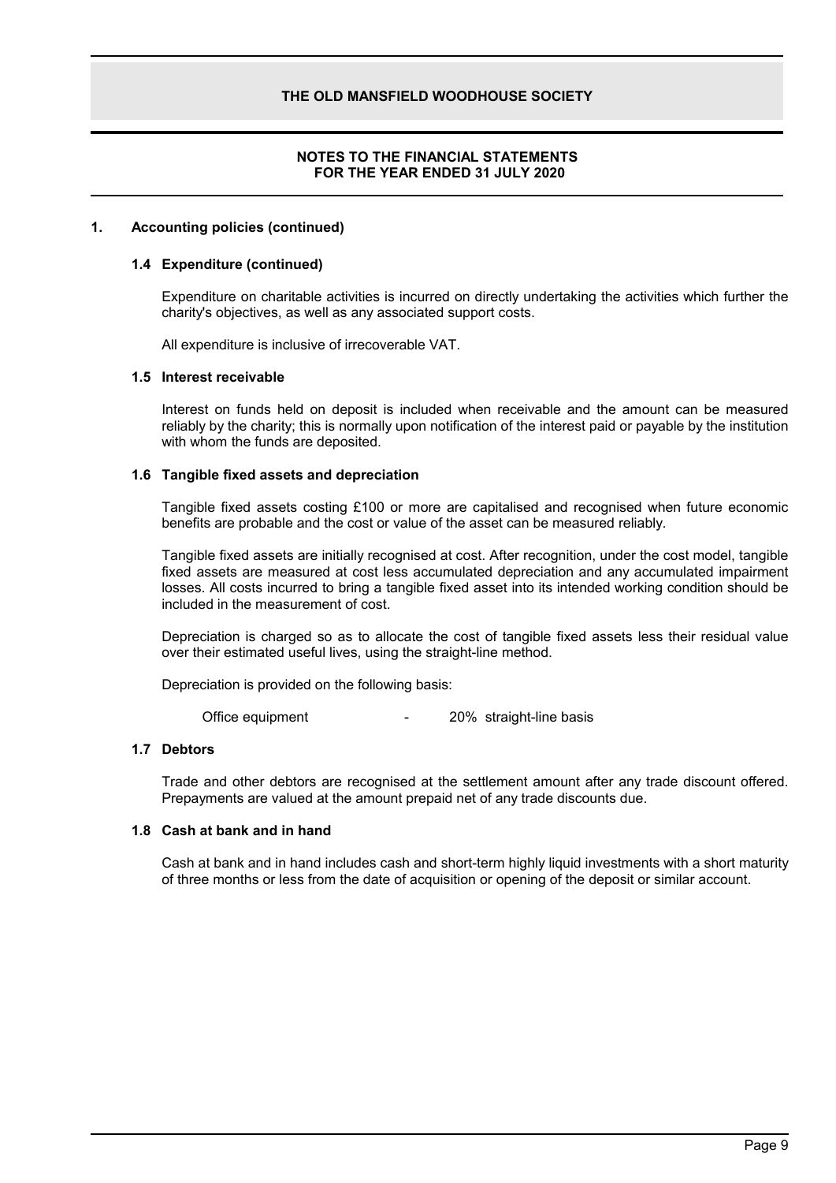# THE OLD MANSFIELD WOODHOUSE SOCIETY

## NOTES TO THE FINANCIAL STATEMENTS FOR THE YEAR ENDED 31 JULY 2020

### 1. Accounting policies (continued)

#### 1.4 Expenditure (continued)

Expenditure on charitable activities is incurred on directly undertaking the activities which further the charity's objectives, as well as any associated support costs.

All expenditure is inclusive of irrecoverable VAT.

#### 1.5 Interest receivable

Interest on funds held on deposit is included when receivable and the amount can be measured reliably by the charity; this is normally upon notification of the interest paid or payable by the institution with whom the funds are deposited.

#### 1.6 Tangible fixed assets and depreciation

Tangible fixed assets costing £100 or more are capitalised and recognised when future economic benefits are probable and the cost or value of the asset can be measured reliably.

Tangible fixed assets are initially recognised at cost. After recognition, under the cost model, tangible fixed assets are measured at cost less accumulated depreciation and any accumulated impairment losses. All costs incurred to bring a tangible fixed asset into its intended working condition should be included in the measurement of cost.

Depreciation is charged so as to allocate the cost of tangible fixed assets less their residual value over their estimated useful lives, using the straight-line method.

Depreciation is provided on the following basis:

| | | |
|---|---|---|
| Office equipment | - | 20% straight-line basis |

#### 1.7 Debtors

Trade and other debtors are recognised at the settlement amount after any trade discount offered. Prepayments are valued at the amount prepaid net of any trade discounts due.

#### 1.8 Cash at bank and in hand

Cash at bank and in hand includes cash and short-term highly liquid investments with a short maturity of three months or less from the date of acquisition or opening of the deposit or similar account.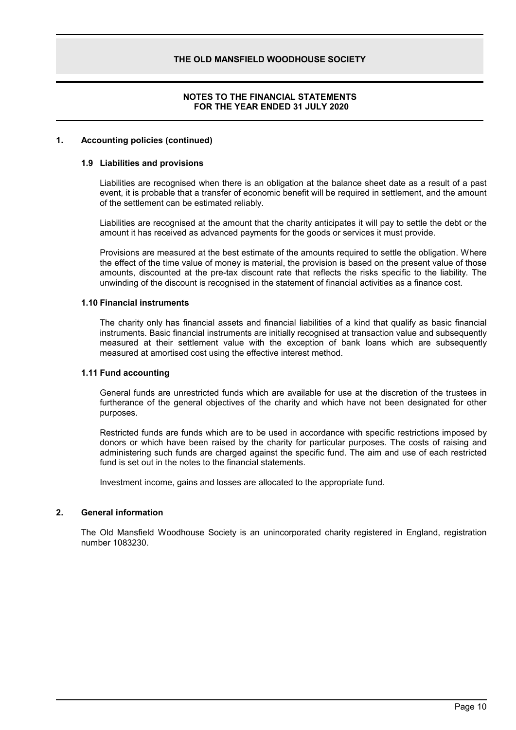## 1. Accounting policies (continued)

### 1.9 Liabilities and provisions

Liabilities are recognised when there is an obligation at the balance sheet date as a result of a past event, it is probable that a transfer of economic benefit will be required in settlement, and the amount of the settlement can be estimated reliably.

Liabilities are recognised at the amount that the charity anticipates it will pay to settle the debt or the amount it has received as advanced payments for the goods or services it must provide.

Provisions are measured at the best estimate of the amounts required to settle the obligation. Where the effect of the time value of money is material, the provision is based on the present value of those amounts, discounted at the pre-tax discount rate that reflects the risks specific to the liability. The unwinding of the discount is recognised in the statement of financial activities as a finance cost.

### 1.10 Financial instruments

The charity only has financial assets and financial liabilities of a kind that qualify as basic financial instruments. Basic financial instruments are initially recognised at transaction value and subsequently measured at their settlement value with the exception of bank loans which are subsequently measured at amortised cost using the effective interest method.

### 1.11 Fund accounting

General funds are unrestricted funds which are available for use at the discretion of the trustees in furtherance of the general objectives of the charity and which have not been designated for other purposes.

Restricted funds are funds which are to be used in accordance with specific restrictions imposed by donors or which have been raised by the charity for particular purposes. The costs of raising and administering such funds are charged against the specific fund. The aim and use of each restricted fund is set out in the notes to the financial statements.

Investment income, gains and losses are allocated to the appropriate fund.

## 2. General information

The Old Mansfield Woodhouse Society is an unincorporated charity registered in England, registration number 1083230.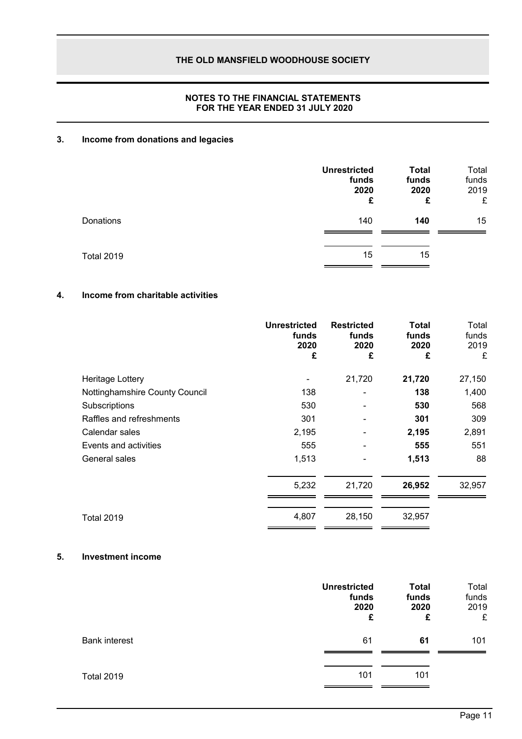# THE OLD MANSFIELD WOODHOUSE SOCIETY

## NOTES TO THE FINANCIAL STATEMENTS
## FOR THE YEAR ENDED 31 JULY 2020

### 3. Income from donations and legacies

| | Unrestricted funds 2020 £ | Total funds 2020 £ | Total funds 2019 £ |
|---|---|---|---|
| Donations | 140 | **140** | 15 |
| Total 2019 | 15 | 15 | |

### 4. Income from charitable activities

| | Unrestricted funds 2020 £ | Restricted funds 2020 £ | Total funds 2020 £ | Total funds 2019 £ |
|---|---|---|---|---|
| Heritage Lottery | - | 21,720 | **21,720** | 27,150 |
| Nottinghamshire County Council | 138 | - | **138** | 1,400 |
| Subscriptions | 530 | - | **530** | 568 |
| Raffles and refreshments | 301 | - | **301** | 309 |
| Calendar sales | 2,195 | - | **2,195** | 2,891 |
| Events and activities | 555 | - | **555** | 551 |
| General sales | 1,513 | - | **1,513** | 88 |
| | 5,232 | 21,720 | **26,952** | 32,957 |
| Total 2019 | 4,807 | 28,150 | 32,957 | |

### 5. Investment income

| | Unrestricted funds 2020 £ | Total funds 2020 £ | Total funds 2019 £ |
|---|---|---|---|
| Bank interest | 61 | **61** | 101 |
| Total 2019 | 101 | 101 | |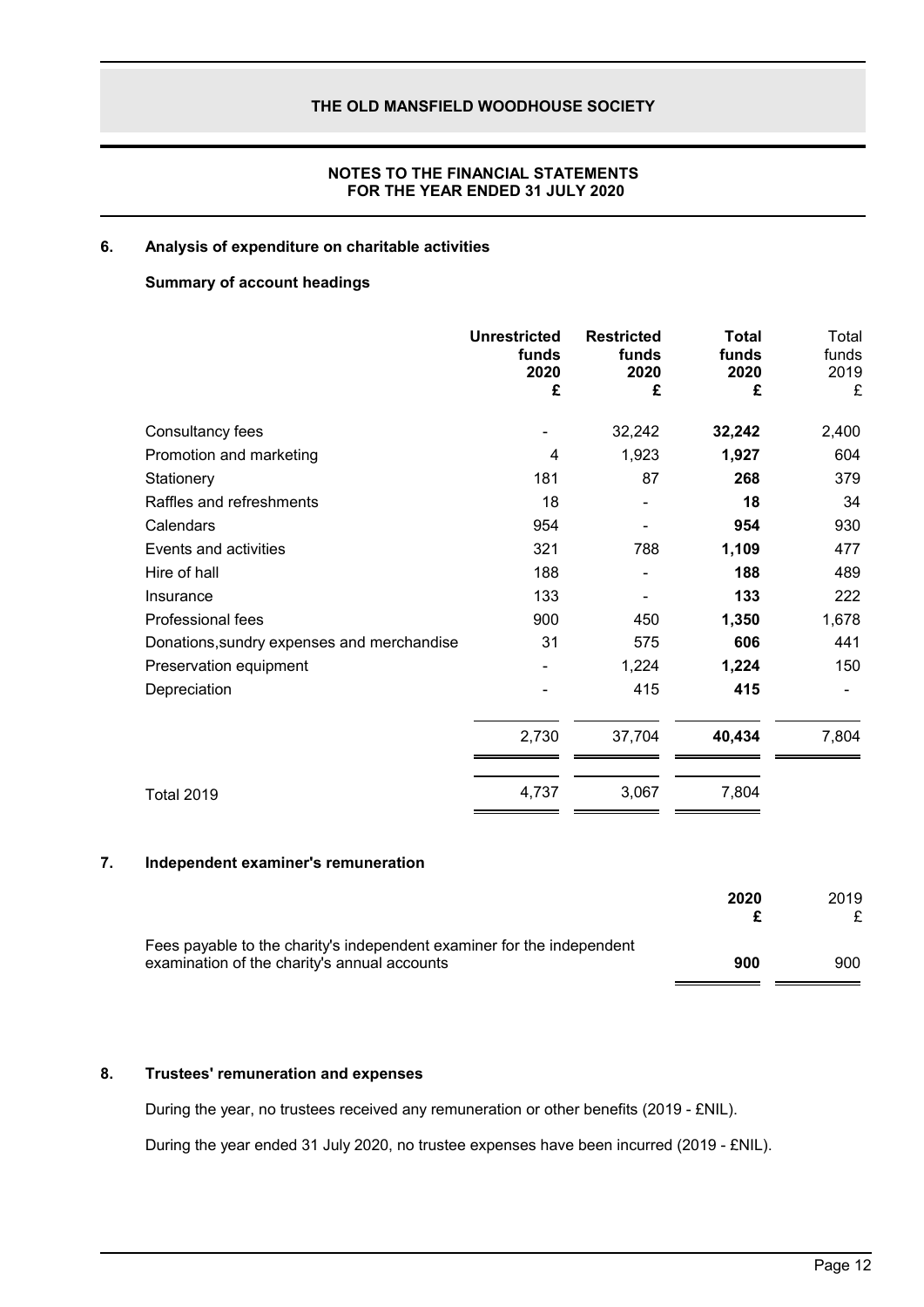## NOTES TO THE FINANCIAL STATEMENTS FOR THE YEAR ENDED 31 JULY 2020

### 6. Analysis of expenditure on charitable activities

**Summary of account headings**

| | **Unrestricted funds 2020 £** | **Restricted funds 2020 £** | **Total funds 2020 £** | Total funds 2019 £ |
|---|---|---|---|---|
| Consultancy fees | - | 32,242 | **32,242** | 2,400 |
| Promotion and marketing | 4 | 1,923 | **1,927** | 604 |
| Stationery | 181 | 87 | **268** | 379 |
| Raffles and refreshments | 18 | - | **18** | 34 |
| Calendars | 954 | - | **954** | 930 |
| Events and activities | 321 | 788 | **1,109** | 477 |
| Hire of hall | 188 | - | **188** | 489 |
| Insurance | 133 | - | **133** | 222 |
| Professional fees | 900 | 450 | **1,350** | 1,678 |
| Donations,sundry expenses and merchandise | 31 | 575 | **606** | 441 |
| Preservation equipment | - | 1,224 | **1,224** | 150 |
| Depreciation | - | 415 | **415** | - |
| | 2,730 | 37,704 | **40,434** | 7,804 |
| Total 2019 | 4,737 | 3,067 | 7,804 | |

### 7. Independent examiner's remuneration

| | **2020 £** | 2019 £ |
|---|---|---|
| Fees payable to the charity's independent examiner for the independent examination of the charity's annual accounts | **900** | 900 |

### 8. Trustees' remuneration and expenses

During the year, no trustees received any remuneration or other benefits (2019 - £NIL).

During the year ended 31 July 2020, no trustee expenses have been incurred (2019 - £NIL).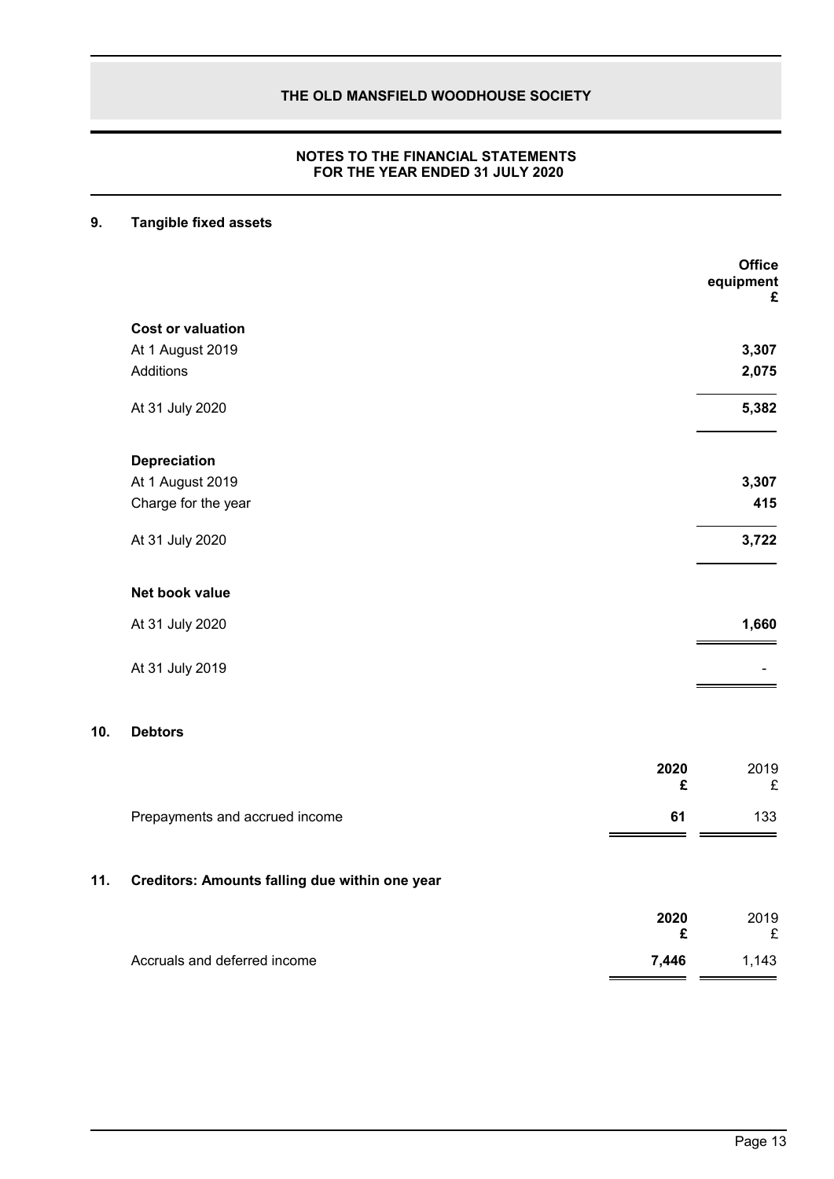**NOTES TO THE FINANCIAL STATEMENTS**
**FOR THE YEAR ENDED 31 JULY 2020**

## 9. Tangible fixed assets

| | Office equipment £ |
|---|---|
| **Cost or valuation** | |
| At 1 August 2019 | **3,307** |
| Additions | **2,075** |
| At 31 July 2020 | **5,382** |
| **Depreciation** | |
| At 1 August 2019 | **3,307** |
| Charge for the year | **415** |
| At 31 July 2020 | **3,722** |
| **Net book value** | |
| At 31 July 2020 | **1,660** |
| At 31 July 2019 | - |

## 10. Debtors

| | 2020 £ | 2019 £ |
|---|---|---|
| Prepayments and accrued income | **61** | 133 |

## 11. Creditors: Amounts falling due within one year

| | 2020 £ | 2019 £ |
|---|---|---|
| Accruals and deferred income | **7,446** | 1,143 |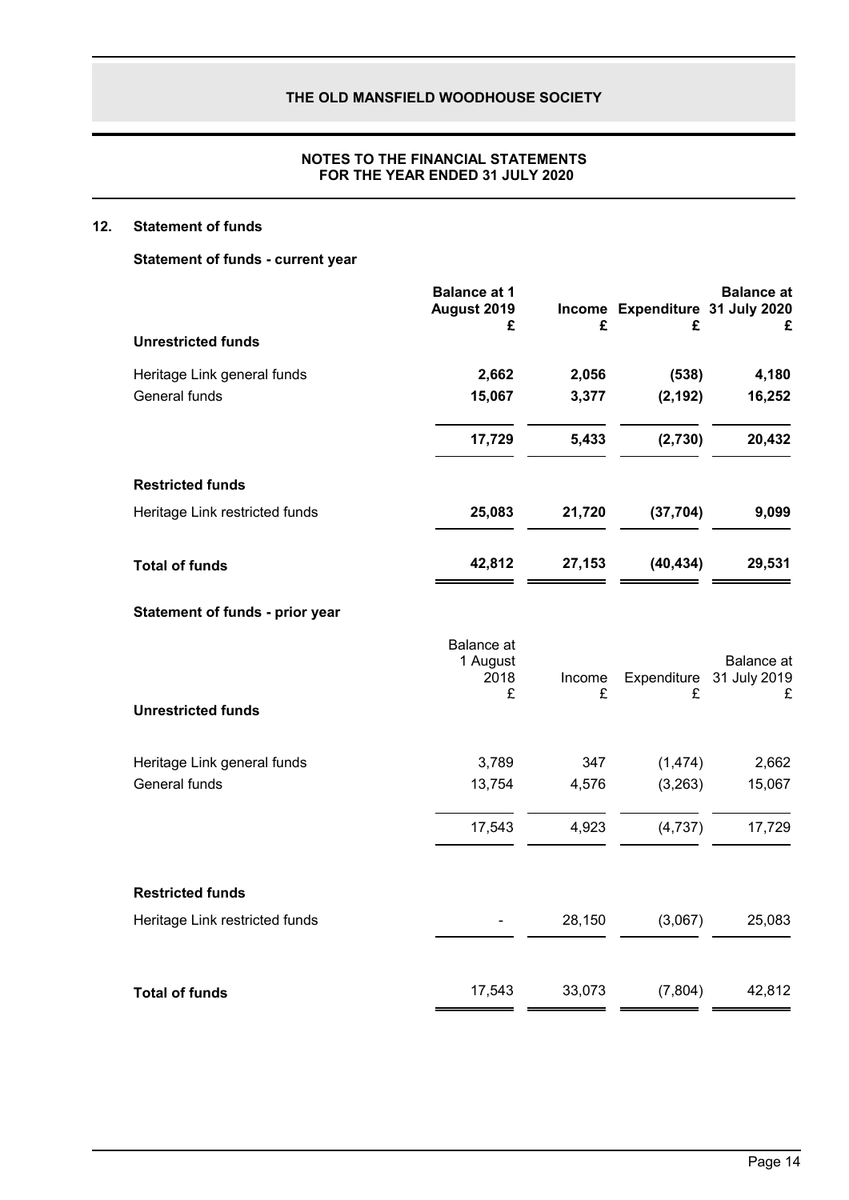# THE OLD MANSFIELD WOODHOUSE SOCIETY

## NOTES TO THE FINANCIAL STATEMENTS FOR THE YEAR ENDED 31 JULY 2020

### 12. Statement of funds

**Statement of funds - current year**

| | Balance at 1 August 2019 £ | Income £ | Expenditure £ | Balance at 31 July 2020 £ |
|---|---|---|---|---|
| **Unrestricted funds** | | | | |
| Heritage Link general funds | **2,662** | **2,056** | **(538)** | **4,180** |
| General funds | **15,067** | **3,377** | **(2,192)** | **16,252** |
| | **17,729** | **5,433** | **(2,730)** | **20,432** |
| **Restricted funds** | | | | |
| Heritage Link restricted funds | **25,083** | **21,720** | **(37,704)** | **9,099** |
| **Total of funds** | **42,812** | **27,153** | **(40,434)** | **29,531** |

**Statement of funds - prior year**

| | Balance at 1 August 2018 £ | Income £ | Expenditure £ | Balance at 31 July 2019 £ |
|---|---|---|---|---|
| **Unrestricted funds** | | | | |
| Heritage Link general funds | 3,789 | 347 | (1,474) | 2,662 |
| General funds | 13,754 | 4,576 | (3,263) | 15,067 |
| | 17,543 | 4,923 | (4,737) | 17,729 |
| **Restricted funds** | | | | |
| Heritage Link restricted funds | - | 28,150 | (3,067) | 25,083 |
| **Total of funds** | 17,543 | 33,073 | (7,804) | 42,812 |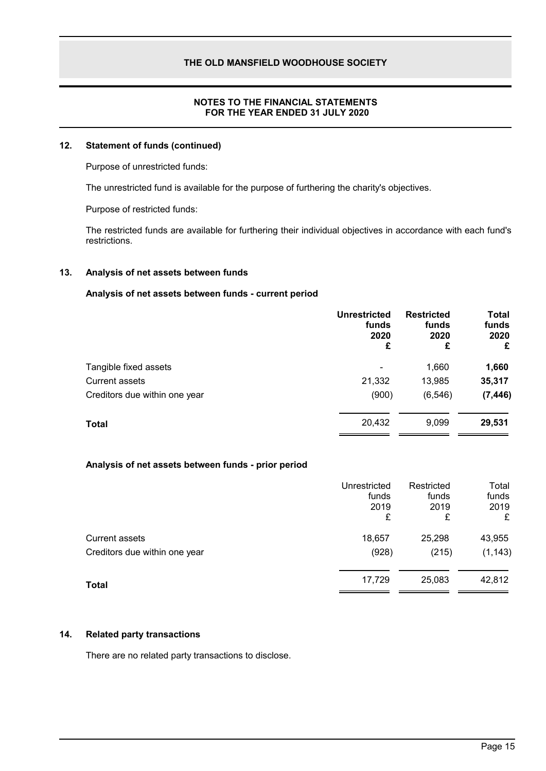## 12. Statement of funds (continued)

Purpose of unrestricted funds:

The unrestricted fund is available for the purpose of furthering the charity's objectives.

Purpose of restricted funds:

The restricted funds are available for furthering their individual objectives in accordance with each fund's restrictions.

## 13. Analysis of net assets between funds

### Analysis of net assets between funds - current period

| | **Unrestricted funds 2020 £** | **Restricted funds 2020 £** | **Total funds 2020 £** |
|---|---|---|---|
| Tangible fixed assets | - | 1,660 | **1,660** |
| Current assets | 21,332 | 13,985 | **35,317** |
| Creditors due within one year | (900) | (6,546) | **(7,446)** |
| **Total** | 20,432 | 9,099 | **29,531** |

### Analysis of net assets between funds - prior period

| | Unrestricted funds 2019 £ | Restricted funds 2019 £ | Total funds 2019 £ |
|---|---|---|---|
| Current assets | 18,657 | 25,298 | 43,955 |
| Creditors due within one year | (928) | (215) | (1,143) |
| **Total** | 17,729 | 25,083 | 42,812 |

## 14. Related party transactions

There are no related party transactions to disclose.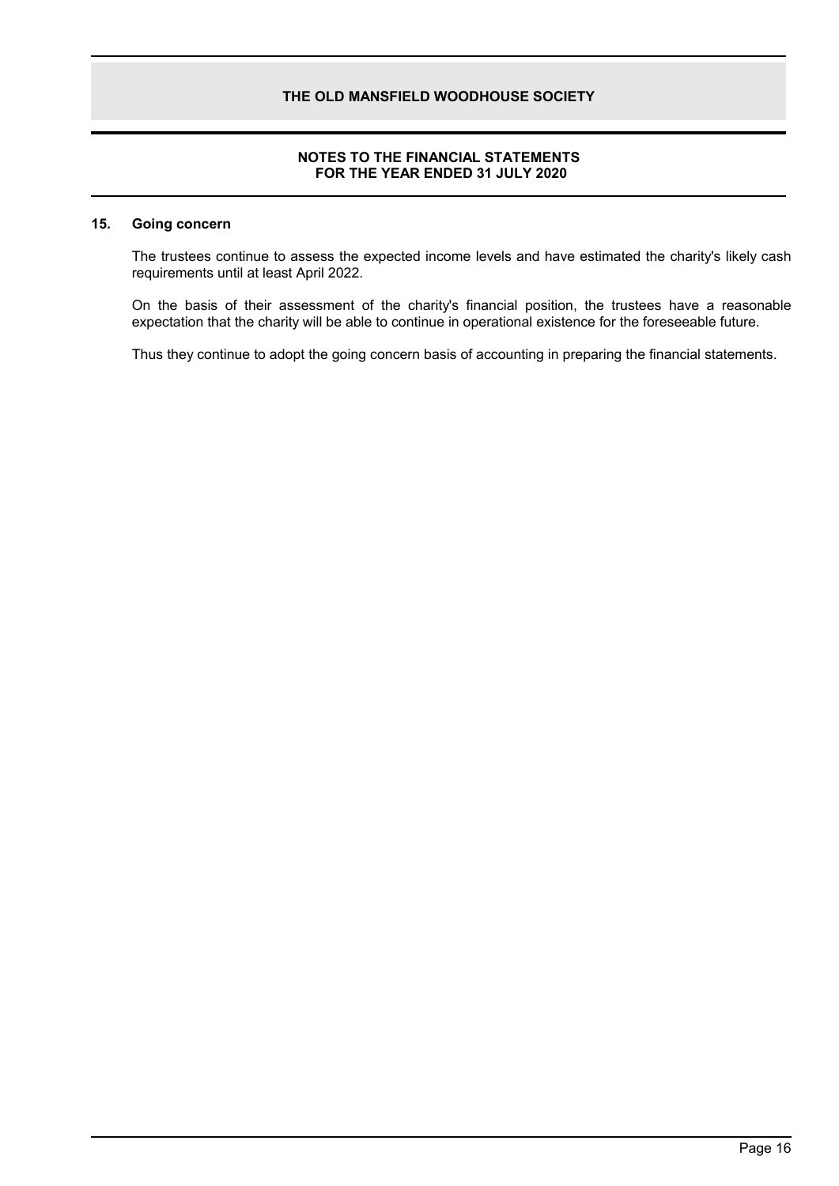### 15. Going concern

The trustees continue to assess the expected income levels and have estimated the charity's likely cash requirements until at least April 2022.

On the basis of their assessment of the charity's financial position, the trustees have a reasonable expectation that the charity will be able to continue in operational existence for the foreseeable future.

Thus they continue to adopt the going concern basis of accounting in preparing the financial statements.